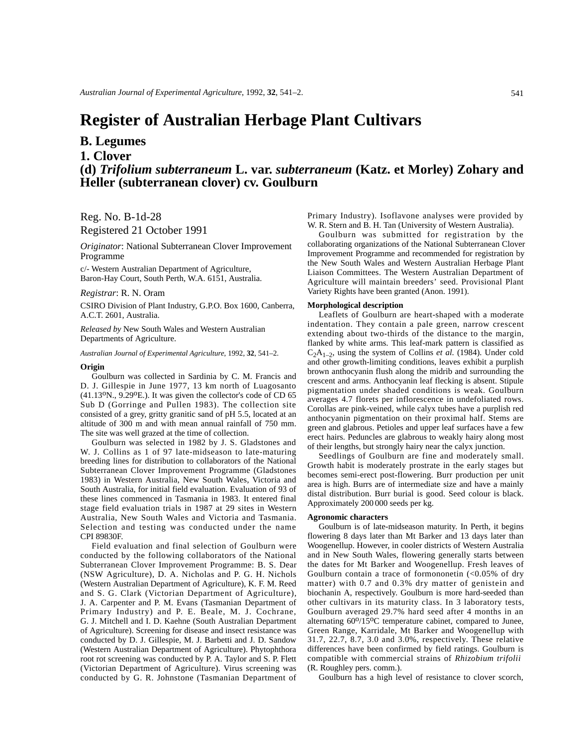# Register of Australian Herbage Plant Cultivars

## B. Legumes

## 1. Clover

## (d) *Trifolium subterraneum* L. var. *subterraneum* (Katz. et Morley) Zohary and Heller (subterranean clover) cv. Goulburn

Reg. No. B-1d-28
Registered 21 October 1991

*Originator*: National Subterranean Clover Improvement Programme

c/- Western Australian Department of Agriculture, Baron-Hay Court, South Perth, W.A. 6151, Australia.

*Registrar*: R. N. Oram

CSIRO Division of Plant Industry, G.P.O. Box 1600, Canberra, A.C.T. 2601, Australia.

*Released by* New South Wales and Western Australian Departments of Agriculture.

*Australian Journal of Experimental Agriculture*, 1992, **32**, 541–2.

### Origin

Goulburn was collected in Sardinia by C. M. Francis and D. J. Gillespie in June 1977, 13 km north of Luagosanto (41.13°N., 9.29°E.). It was given the collector's code of CD 65 Sub D (Gorringe and Pullen 1983). The collection site consisted of a grey, gritty granitic sand of pH 5.5, located at an altitude of 300 m and with mean annual rainfall of 750 mm. The site was well grazed at the time of collection.

Goulburn was selected in 1982 by J. S. Gladstones and W. J. Collins as 1 of 97 late-midseason to late-maturing breeding lines for distribution to collaborators of the National Subterranean Clover Improvement Programme (Gladstones 1983) in Western Australia, New South Wales, Victoria and South Australia, for initial field evaluation. Evaluation of 93 of these lines commenced in Tasmania in 1983. It entered final stage field evaluation trials in 1987 at 29 sites in Western Australia, New South Wales and Victoria and Tasmania. Selection and testing was conducted under the name CPI 89830F.

Field evaluation and final selection of Goulburn were conducted by the following collaborators of the National Subterranean Clover Improvement Programme: B. S. Dear (NSW Agriculture), D. A. Nicholas and P. G. H. Nichols (Western Australian Department of Agriculture), K. F. M. Reed and S. G. Clark (Victorian Department of Agriculture), J. A. Carpenter and P. M. Evans (Tasmanian Department of Primary Industry) and P. E. Beale, M. J. Cochrane, G. J. Mitchell and I. D. Kaehne (South Australian Department of Agriculture). Screening for disease and insect resistance was conducted by D. J. Gillespie, M. J. Barbetti and J. D. Sandow (Western Australian Department of Agriculture). Phytophthora root rot screening was conducted by P. A. Taylor and S. P. Flett (Victorian Department of Agriculture). Virus screening was conducted by G. R. Johnstone (Tasmanian Department of Primary Industry). Isoflavone analyses were provided by W. R. Stern and B. H. Tan (University of Western Australia).

Goulburn was submitted for registration by the collaborating organizations of the National Subterranean Clover Improvement Programme and recommended for registration by the New South Wales and Western Australian Herbage Plant Liaison Committees. The Western Australian Department of Agriculture will maintain breeders' seed. Provisional Plant Variety Rights have been granted (Anon. 1991).

### Morphological description

Leaflets of Goulburn are heart-shaped with a moderate indentation. They contain a pale green, narrow crescent extending about two-thirds of the distance to the margin, flanked by white arms. This leaf-mark pattern is classified as $C_2A_{1-2}$, using the system of Collins *et al.* (1984). Under cold and other growth-limiting conditions, leaves exhibit a purplish brown anthocyanin flush along the midrib and surrounding the crescent and arms. Anthocyanin leaf flecking is absent. Stipule pigmentation under shaded conditions is weak. Goulburn averages 4.7 florets per inflorescence in undefoliated rows. Corollas are pink-veined, while calyx tubes have a purplish red anthocyanin pigmentation on their proximal half. Stems are green and glabrous. Petioles and upper leaf surfaces have a few erect hairs. Peduncles are glabrous to weakly hairy along most of their lengths, but strongly hairy near the calyx junction.

Seedlings of Goulburn are fine and moderately small. Growth habit is moderately prostrate in the early stages but becomes semi-erect post-flowering. Burr production per unit area is high. Burrs are of intermediate size and have a mainly distal distribution. Burr burial is good. Seed colour is black. Approximately 200 000 seeds per kg.

### Agronomic characters

Goulburn is of late-midseason maturity. In Perth, it begins flowering 8 days later than Mt Barker and 13 days later than Woogenellup. However, in cooler districts of Western Australia and in New South Wales, flowering generally starts between the dates for Mt Barker and Woogenellup. Fresh leaves of Goulburn contain a trace of formononetin (<0.05% of dry matter) with 0.7 and 0.3% dry matter of genistein and biochanin A, respectively. Goulburn is more hard-seeded than other cultivars in its maturity class. In 3 laboratory tests, Goulburn averaged 29.7% hard seed after 4 months in an alternating 60°/15°C temperature cabinet, compared to Junee, Green Range, Karridale, Mt Barker and Woogenellup with 31.7, 22.7, 8.7, 3.0 and 3.0%, respectively. These relative differences have been confirmed by field ratings. Goulburn is compatible with commercial strains of *Rhizobium trifolii* (R. Roughley pers. comm.).

Goulburn has a high level of resistance to clover scorch,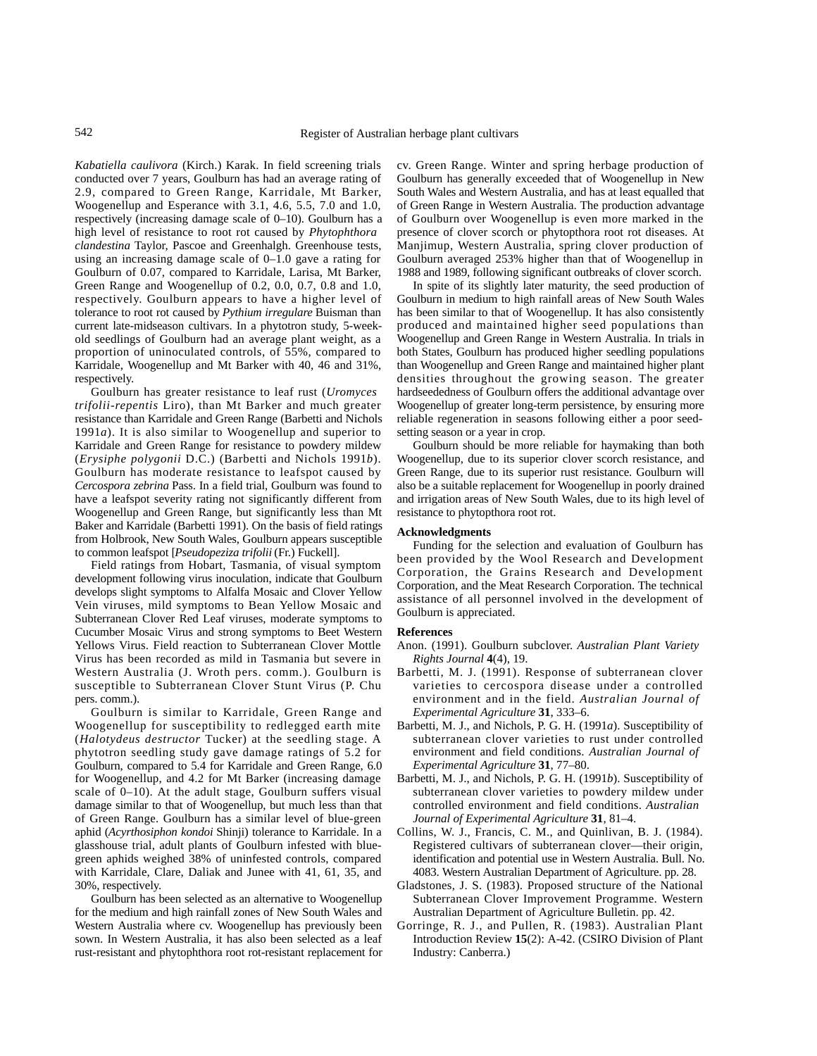*Kabatiella caulivora* (Kirch.) Karak. In field screening trials conducted over 7 years, Goulburn has had an average rating of 2.9, compared to Green Range, Karridale, Mt Barker, Woogenellup and Esperance with 3.1, 4.6, 5.5, 7.0 and 1.0, respectively (increasing damage scale of 0–10). Goulburn has a high level of resistance to root rot caused by *Phytophthora clandestina* Taylor, Pascoe and Greenhalgh. Greenhouse tests, using an increasing damage scale of 0–1.0 gave a rating for Goulburn of 0.07, compared to Karridale, Larisa, Mt Barker, Green Range and Woogenellup of 0.2, 0.0, 0.7, 0.8 and 1.0, respectively. Goulburn appears to have a higher level of tolerance to root rot caused by *Pythium irregulare* Buisman than current late-midseason cultivars. In a phytotron study, 5-week-old seedlings of Goulburn had an average plant weight, as a proportion of uninoculated controls, of 55%, compared to Karridale, Woogenellup and Mt Barker with 40, 46 and 31%, respectively.

Goulburn has greater resistance to leaf rust (*Uromyces trifolii-repentis* Liro), than Mt Barker and much greater resistance than Karridale and Green Range (Barbetti and Nichols 1991*a*). It is also similar to Woogenellup and superior to Karridale and Green Range for resistance to powdery mildew (*Erysiphe polygonii* D.C.) (Barbetti and Nichols 1991*b*). Goulburn has moderate resistance to leafspot caused by *Cercospora zebrina* Pass. In a field trial, Goulburn was found to have a leafspot severity rating not significantly different from Woogenellup and Green Range, but significantly less than Mt Baker and Karridale (Barbetti 1991). On the basis of field ratings from Holbrook, New South Wales, Goulburn appears susceptible to common leafspot [*Pseudopeziza trifolii* (Fr.) Fuckell].

Field ratings from Hobart, Tasmania, of visual symptom development following virus inoculation, indicate that Goulburn develops slight symptoms to Alfalfa Mosaic and Clover Yellow Vein viruses, mild symptoms to Bean Yellow Mosaic and Subterranean Clover Red Leaf viruses, moderate symptoms to Cucumber Mosaic Virus and strong symptoms to Beet Western Yellows Virus. Field reaction to Subterranean Clover Mottle Virus has been recorded as mild in Tasmania but severe in Western Australia (J. Wroth pers. comm.). Goulburn is susceptible to Subterranean Clover Stunt Virus (P. Chu pers. comm.).

Goulburn is similar to Karridale, Green Range and Woogenellup for susceptibility to redlegged earth mite (*Halotydeus destructor* Tucker) at the seedling stage. A phytotron seedling study gave damage ratings of 5.2 for Goulburn, compared to 5.4 for Karridale and Green Range, 6.0 for Woogenellup, and 4.2 for Mt Barker (increasing damage scale of 0–10). At the adult stage, Goulburn suffers visual damage similar to that of Woogenellup, but much less than that of Green Range. Goulburn has a similar level of blue-green aphid (*Acyrthosiphon kondoi* Shinji) tolerance to Karridale. In a glasshouse trial, adult plants of Goulburn infested with blue-green aphids weighed 38% of uninfested controls, compared with Karridale, Clare, Daliak and Junee with 41, 61, 35, and 30%, respectively.

Goulburn has been selected as an alternative to Woogenellup for the medium and high rainfall zones of New South Wales and Western Australia where cv. Woogenellup has previously been sown. In Western Australia, it has also been selected as a leaf rust-resistant and phytophthora root rot-resistant replacement for cv. Green Range. Winter and spring herbage production of Goulburn has generally exceeded that of Woogenellup in New South Wales and Western Australia, and has at least equalled that of Green Range in Western Australia. The production advantage of Goulburn over Woogenellup is even more marked in the presence of clover scorch or phytopthora root rot diseases. At Manjimup, Western Australia, spring clover production of Goulburn averaged 253% higher than that of Woogenellup in 1988 and 1989, following significant outbreaks of clover scorch.

In spite of its slightly later maturity, the seed production of Goulburn in medium to high rainfall areas of New South Wales has been similar to that of Woogenellup. It has also consistently produced and maintained higher seed populations than Woogenellup and Green Range in Western Australia. In trials in both States, Goulburn has produced higher seedling populations than Woogenellup and Green Range and maintained higher plant densities throughout the growing season. The greater hardseededness of Goulburn offers the additional advantage over Woogenellup of greater long-term persistence, by ensuring more reliable regeneration in seasons following either a poor seed-setting season or a year in crop.

Goulburn should be more reliable for haymaking than both Woogenellup, due to its superior clover scorch resistance, and Green Range, due to its superior rust resistance. Goulburn will also be a suitable replacement for Woogenellup in poorly drained and irrigation areas of New South Wales, due to its high level of resistance to phytopthora root rot.

#### Acknowledgments

Funding for the selection and evaluation of Goulburn has been provided by the Wool Research and Development Corporation, the Grains Research and Development Corporation, and the Meat Research Corporation. The technical assistance of all personnel involved in the development of Goulburn is appreciated.

#### References

Anon. (1991). Goulburn subclover. *Australian Plant Variety Rights Journal* **4**(4), 19.

Barbetti, M. J. (1991). Response of subterranean clover varieties to cercospora disease under a controlled environment and in the field. *Australian Journal of Experimental Agriculture* **31**, 333–6.

Barbetti, M. J., and Nichols, P. G. H. (1991*a*). Susceptibility of subterranean clover varieties to rust under controlled environment and field conditions. *Australian Journal of Experimental Agriculture* **31**, 77–80.

Barbetti, M. J., and Nichols, P. G. H. (1991*b*). Susceptibility of subterranean clover varieties to powdery mildew under controlled environment and field conditions. *Australian Journal of Experimental Agriculture* **31**, 81–4.

Collins, W. J., Francis, C. M., and Quinlivan, B. J. (1984). Registered cultivars of subterranean clover—their origin, identification and potential use in Western Australia. Bull. No. 4083. Western Australian Department of Agriculture. pp. 28.

Gladstones, J. S. (1983). Proposed structure of the National Subterranean Clover Improvement Programme. Western Australian Department of Agriculture Bulletin. pp. 42.

Gorringe, R. J., and Pullen, R. (1983). Australian Plant Introduction Review **15**(2): A-42. (CSIRO Division of Plant Industry: Canberra.)